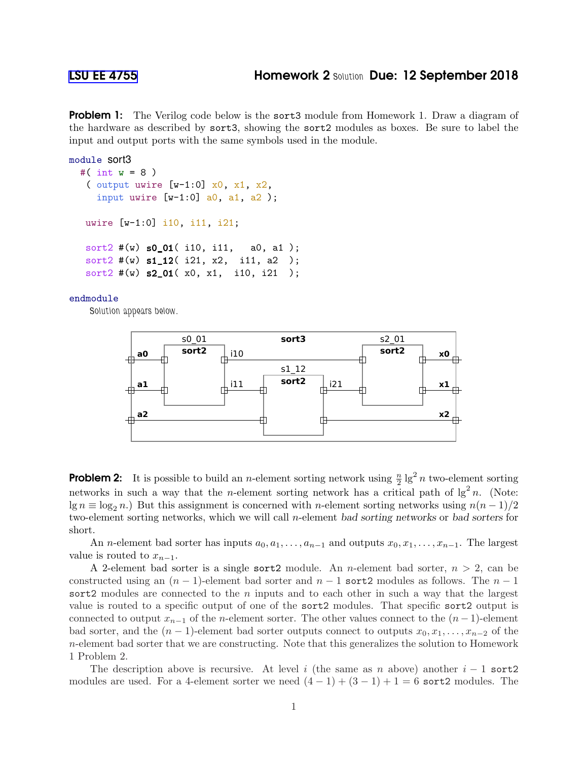# LSU EE 4755 — Homework 2 Solution — Due: 12 September 2018

**Problem 1:** The Verilog code below is the `sort3` module from Homework 1. Draw a diagram of the hardware as described by `sort3`, showing the `sort2` modules as boxes. Be sure to label the input and output ports with the same symbols used in the module.

```
module sort3
  #( int w = 8 )
   ( output uwire [w-1:0] x0, x1, x2,
     input uwire [w-1:0] a0, a1, a2 );

   uwire [w-1:0] i10, i11, i21;

   sort2 #(w) s0_01( i10, i11,   a0, a1 );
   sort2 #(w) s1_12( i21, x2,  i11, a2  );
   sort2 #(w) s2_01( x0, x1,  i10, i21  );

endmodule
```

Solution appears below.

**Problem 2:** It is possible to build an $n$-element sorting network using $\frac{n}{2}\lg^2 n$ two-element sorting networks in such a way that the $n$-element sorting network has a critical path of $\lg^2 n$. (Note: $\lg n \equiv \log_2 n$.) But this assignment is concerned with $n$-element sorting networks using $n(n-1)/2$ two-element sorting networks, which we will call $n$-element *bad sorting networks* or *bad sorters* for short.

An $n$-element bad sorter has inputs $a_0, a_1, \ldots, a_{n-1}$ and outputs $x_0, x_1, \ldots, x_{n-1}$. The largest value is routed to $x_{n-1}$.

A 2-element bad sorter is a single `sort2` module. An $n$-element bad sorter, $n > 2$, can be constructed using an $(n-1)$-element bad sorter and $n-1$ `sort2` modules as follows. The $n-1$ `sort2` modules are connected to the $n$ inputs and to each other in such a way that the largest value is routed to a specific output of one of the `sort2` modules. That specific `sort2` output is connected to output $x_{n-1}$ of the $n$-element sorter. The other values connect to the $(n-1)$-element bad sorter, and the $(n-1)$-element bad sorter outputs connect to outputs $x_0, x_1, \ldots, x_{n-2}$ of the $n$-element bad sorter that we are constructing. Note that this generalizes the solution to Homework 1 Problem 2.

The description above is recursive. At level $i$ (the same as $n$ above) another $i-1$ `sort2` modules are used. For a 4-element sorter we need $(4-1)+(3-1)+1 = 6$ `sort2` modules. The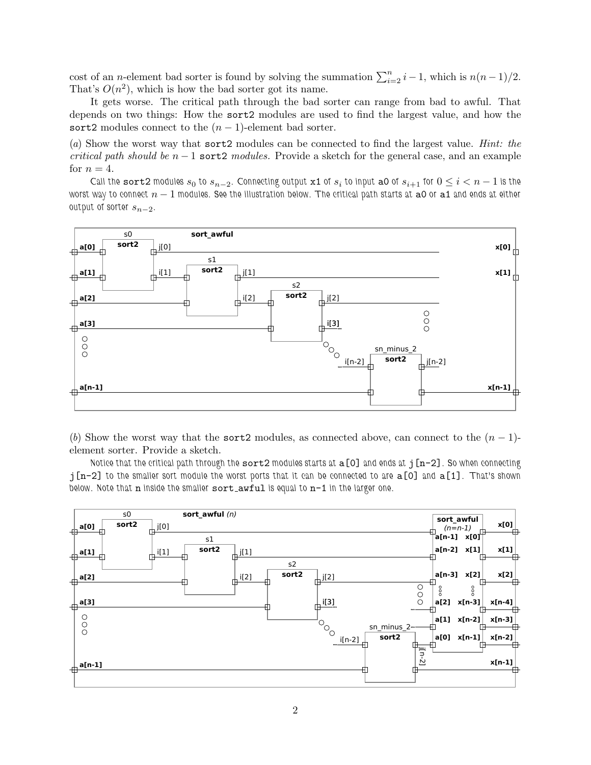cost of an $n$-element bad sorter is found by solving the summation $\sum_{i=2}^{n} i-1$, which is $n(n-1)/2$. That's $O(n^2)$, which is how the bad sorter got its name.

It gets worse. The critical path through the bad sorter can range from bad to awful. That depends on two things: How the `sort2` modules are used to find the largest value, and how the `sort2` modules connect to the $(n-1)$-element bad sorter.

(*a*) Show the worst way that `sort2` modules can be connected to find the largest value. *Hint: the critical path should be $n-1$* `sort2` *modules.* Provide a sketch for the general case, and an example for $n=4$.

Call the `sort2` modules $s_0$ to $s_{n-2}$. Connecting output `x1` of $s_i$ to input `a0` of $s_{i+1}$ for $0 \le i < n-1$ is the worst way to connect $n-1$ modules. See the illustration below. The critical path starts at `a0` or `a1` and ends at either output of sorter $s_{n-2}$.

(*b*) Show the worst way that the `sort2` modules, as connected above, can connect to the $(n-1)$-element sorter. Provide a sketch.

Notice that the critical path through the `sort2` modules starts at `a[0]` and ends at `j[n-2]`. So when connecting `j[n-2]` to the smaller sort module the worst ports that it can be connected to are `a[0]` and `a[1]`. That's shown below. Note that `n` inside the smaller `sort_awful` is equal to `n-1` in the larger one.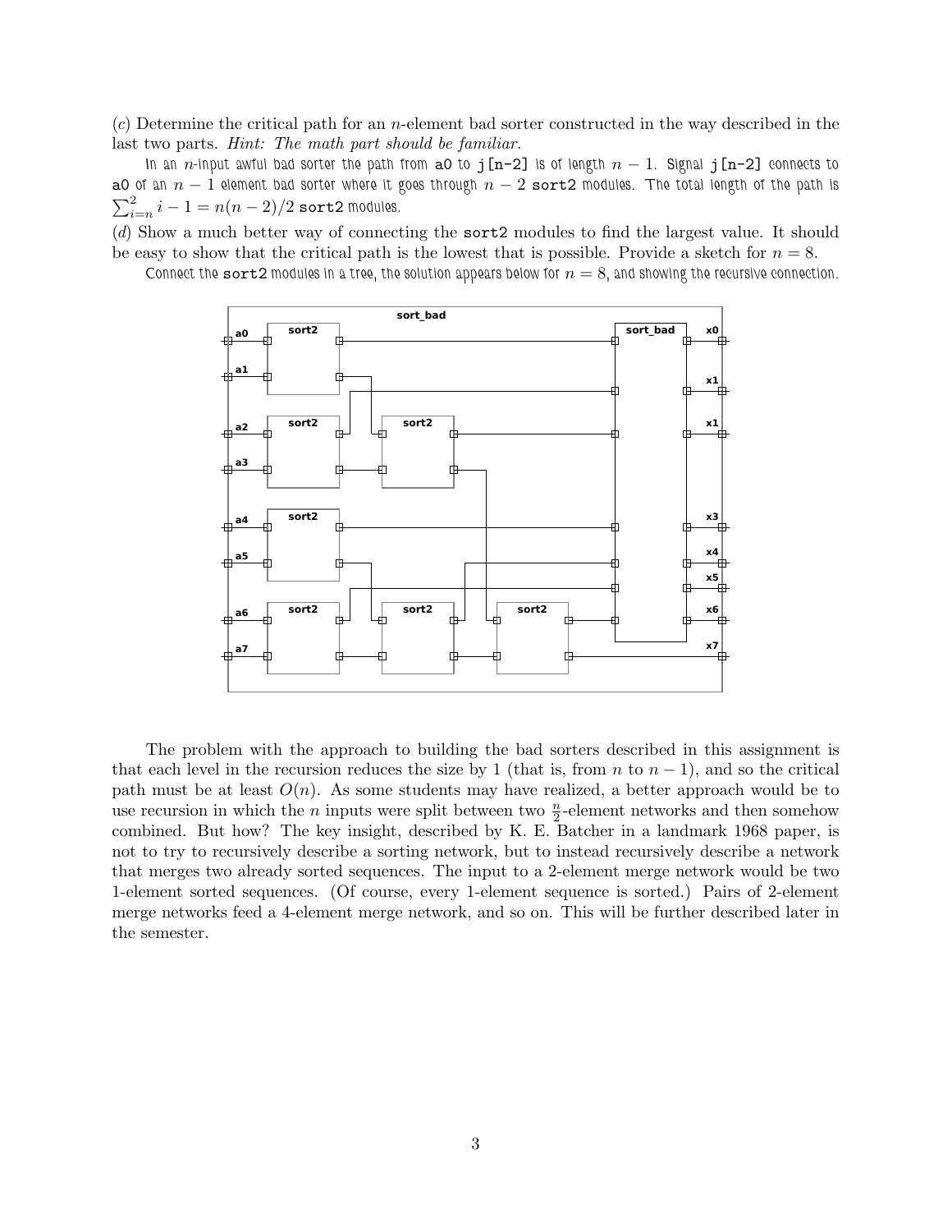(*c*) Determine the critical path for an $n$-element bad sorter constructed in the way described in the last two parts. *Hint: The math part should be familiar.*

In an $n$-input awful bad sorter the path from `a0` to `j[n-2]` is of length $n-1$. Signal `j[n-2]` connects to `a0` of an $n-1$ element bad sorter where it goes through $n-2$ `sort2` modules. The total length of the path is $\sum_{i=n}^{2} i-1 = n(n-2)/2$ `sort2` modules.

(*d*) Show a much better way of connecting the `sort2` modules to find the largest value. It should be easy to show that the critical path is the lowest that is possible. Provide a sketch for $n = 8$.

Connect the `sort2` modules in a tree, the solution appears below for $n = 8$, and showing the recursive connection.

sort_bad

a0
a1
a2
a3
a4
a5
a6
a7

sort2
sort2
sort2
sort2
sort2
sort2
sort2

sort_bad

x0
x1
x1
x3
x4
x5
x6
x7

The problem with the approach to building the bad sorters described in this assignment is that each level in the recursion reduces the size by 1 (that is, from $n$ to $n-1$), and so the critical path must be at least $O(n)$. As some students may have realized, a better approach would be to use recursion in which the $n$ inputs were split between two $\frac{n}{2}$-element networks and then somehow combined. But how? The key insight, described by K. E. Batcher in a landmark 1968 paper, is not to try to recursively describe a sorting network, but to instead recursively describe a network that merges two already sorted sequences. The input to a 2-element merge network would be two 1-element sorted sequences. (Of course, every 1-element sequence is sorted.) Pairs of 2-element merge networks feed a 4-element merge network, and so on. This will be further described later in the semester.